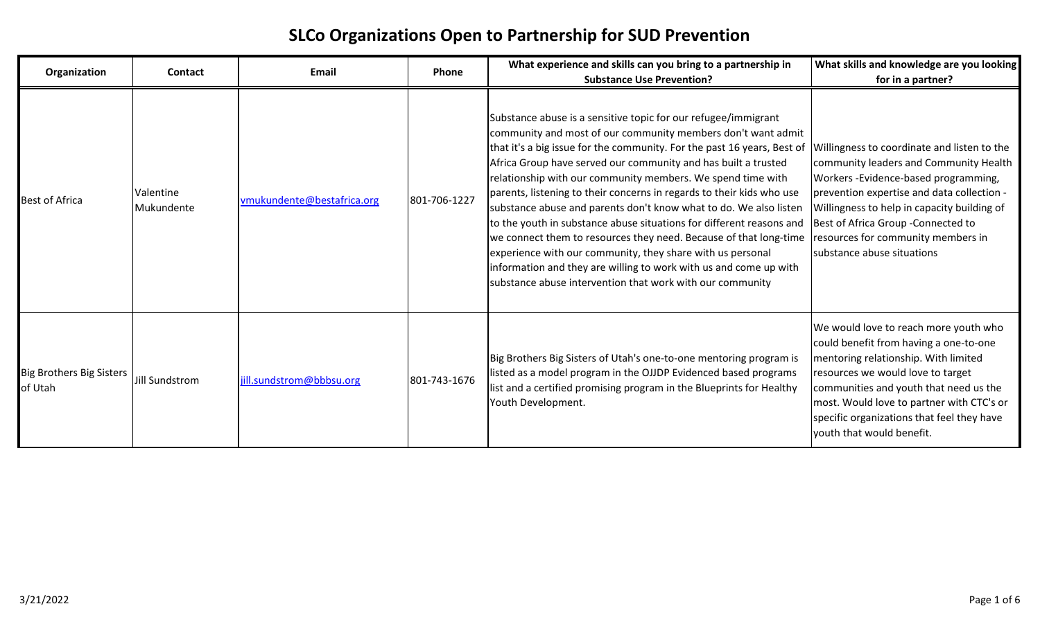# SLCo Organizations Open to Partnership for SUD Prevention

| Organization | Contact | Email | Phone | What experience and skills can you bring to a partnership in Substance Use Prevention? | What skills and knowledge are you looking for in a partner? |
|---|---|---|---|---|---|
| Best of Africa | Valentine Mukundente | vmukundente@bestafrica.org | 801-706-1227 | Substance abuse is a sensitive topic for our refugee/immigrant community and most of our community members don't want admit that it's a big issue for the community. For the past 16 years, Best of Africa Group have served our community and has built a trusted relationship with our community members. We spend time with parents, listening to their concerns in regards to their kids who use substance abuse and parents don't know what to do. We also listen to the youth in substance abuse situations for different reasons and we connect them to resources they need. Because of that long-time experience with our community, they share with us personal information and they are willing to work with us and come up with substance abuse intervention that work with our community | Willingness to coordinate and listen to the community leaders and Community Health Workers -Evidence-based programming, prevention expertise and data collection -Willingness to help in capacity building of Best of Africa Group -Connected to resources for community members in substance abuse situations |
| Big Brothers Big Sisters of Utah | Jill Sundstrom | jill.sundstrom@bbbsu.org | 801-743-1676 | Big Brothers Big Sisters of Utah's one-to-one mentoring program is listed as a model program in the OJJDP Evidenced based programs list and a certified promising program in the Blueprints for Healthy Youth Development. | We would love to reach more youth who could benefit from having a one-to-one mentoring relationship. With limited resources we would love to target communities and youth that need us the most. Would love to partner with CTC's or specific organizations that feel they have youth that would benefit. |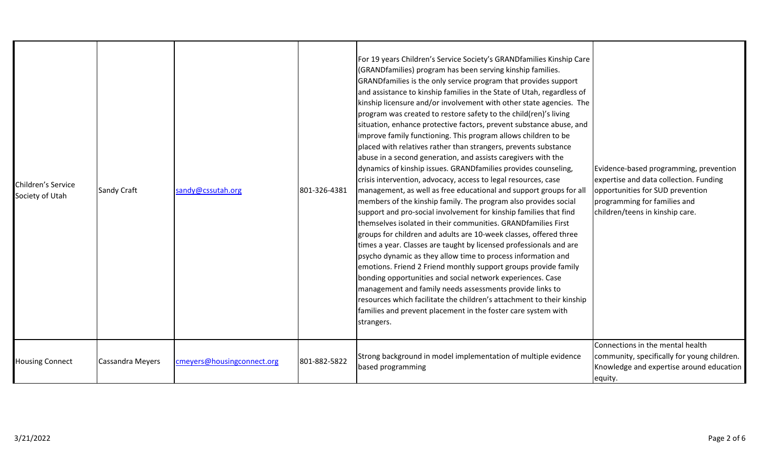| Children's Service Society of Utah | Sandy Craft | sandy@cssutah.org | 801-326-4381 | For 19 years Children's Service Society's GRANDfamilies Kinship Care (GRANDfamilies) program has been serving kinship families. GRANDfamilies is the only service program that provides support and assistance to kinship families in the State of Utah, regardless of kinship licensure and/or involvement with other state agencies. The program was created to restore safety to the child(ren)'s living situation, enhance protective factors, prevent substance abuse, and improve family functioning. This program allows children to be placed with relatives rather than strangers, prevents substance abuse in a second generation, and assists caregivers with the dynamics of kinship issues. GRANDfamilies provides counseling, crisis intervention, advocacy, access to legal resources, case management, as well as free educational and support groups for all members of the kinship family. The program also provides social support and pro-social involvement for kinship families that find themselves isolated in their communities. GRANDfamilies First groups for children and adults are 10-week classes, offered three times a year. Classes are taught by licensed professionals and are psycho dynamic as they allow time to process information and emotions. Friend 2 Friend monthly support groups provide family bonding opportunities and social network experiences. Case management and family needs assessments provide links to resources which facilitate the children's attachment to their kinship families and prevent placement in the foster care system with strangers. | Evidence-based programming, prevention expertise and data collection. Funding opportunities for SUD prevention programming for families and children/teens in kinship care. |
|---|---|---|---|---|---|
| Housing Connect | Cassandra Meyers | cmeyers@housingconnect.org | 801-882-5822 | Strong background in model implementation of multiple evidence based programming | Connections in the mental health community, specifically for young children. Knowledge and expertise around education equity. |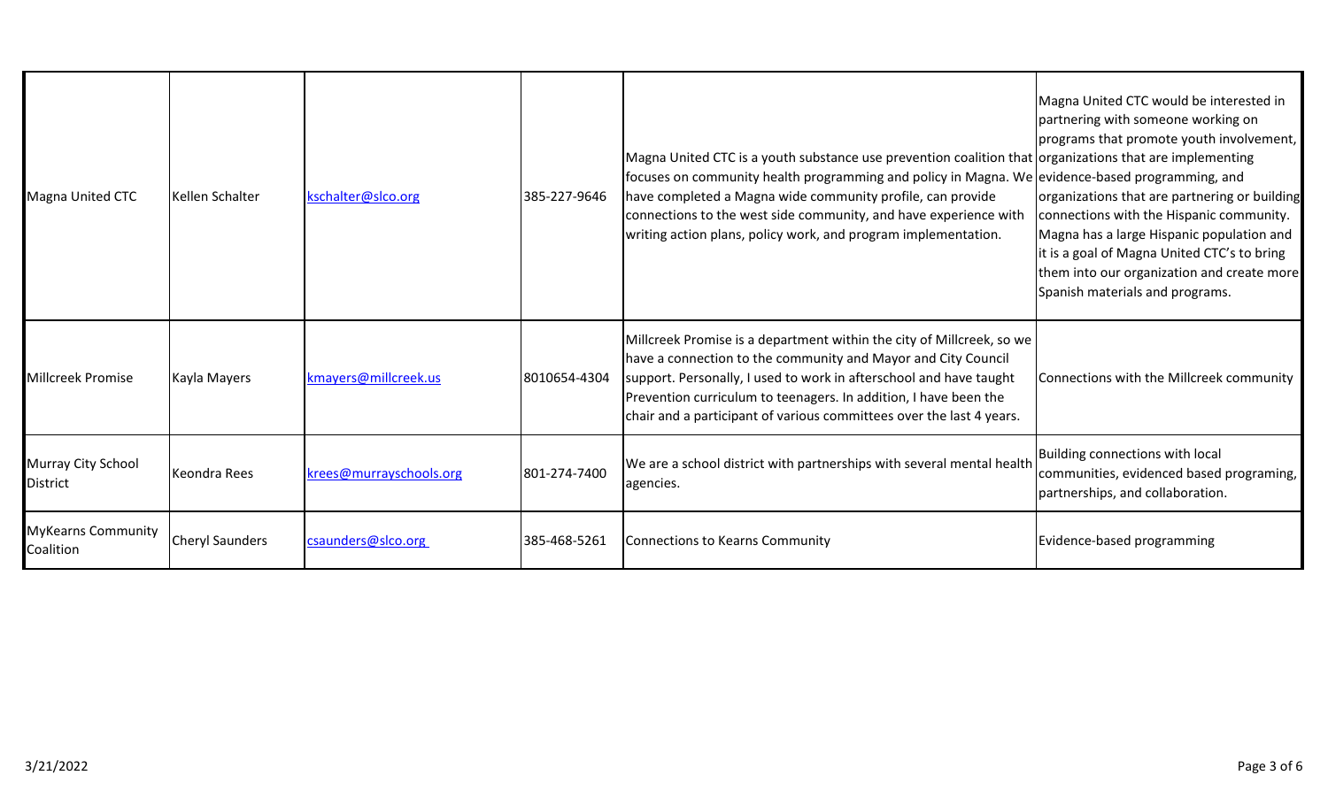| Magna United CTC | Kellen Schalter | kschalter@slco.org | 385-227-9646 | Magna United CTC is a youth substance use prevention coalition that focuses on community health programming and policy in Magna. We have completed a Magna wide community profile, can provide connections to the west side community, and have experience with writing action plans, policy work, and program implementation. | Magna United CTC would be interested in partnering with someone working on programs that promote youth involvement, organizations that are implementing evidence-based programming, and organizations that are partnering or building connections with the Hispanic community. Magna has a large Hispanic population and it is a goal of Magna United CTC's to bring them into our organization and create more Spanish materials and programs. |
|---|---|---|---|---|---|
| Millcreek Promise | Kayla Mayers | kmayers@millcreek.us | 8010654-4304 | Millcreek Promise is a department within the city of Millcreek, so we have a connection to the community and Mayor and City Council support. Personally, I used to work in afterschool and have taught Prevention curriculum to teenagers. In addition, I have been the chair and a participant of various committees over the last 4 years. | Connections with the Millcreek community |
| Murray City School District | Keondra Rees | krees@murrayschools.org | 801-274-7400 | We are a school district with partnerships with several mental health agencies. | Building connections with local communities, evidenced based programing, partnerships, and collaboration. |
| MyKearns Community Coalition | Cheryl Saunders | csaunders@slco.org | 385-468-5261 | Connections to Kearns Community | Evidence-based programming |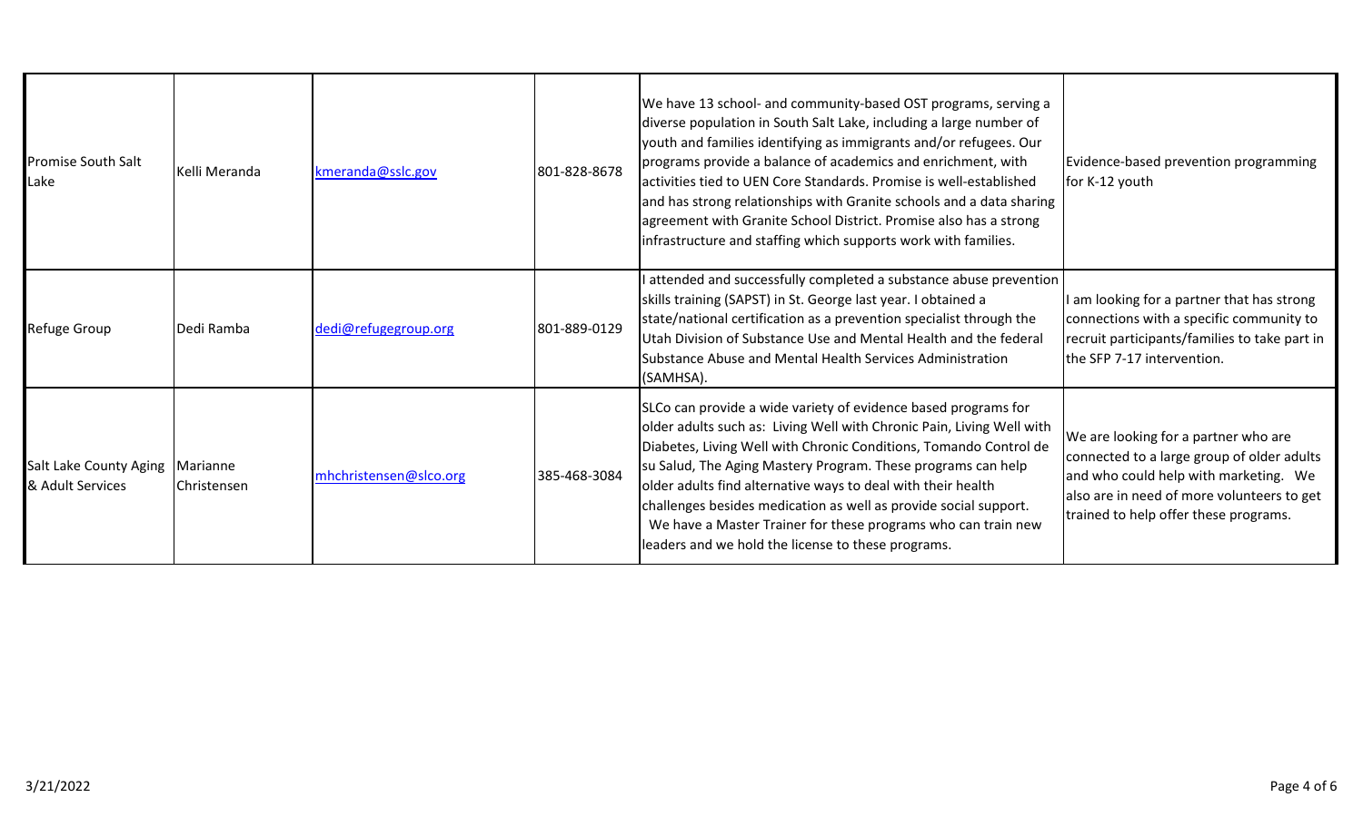| | | | | | |
|---|---|---|---|---|---|
| Promise South Salt Lake | Kelli Meranda | kmeranda@sslc.gov | 801-828-8678 | We have 13 school- and community-based OST programs, serving a diverse population in South Salt Lake, including a large number of youth and families identifying as immigrants and/or refugees. Our programs provide a balance of academics and enrichment, with activities tied to UEN Core Standards. Promise is well-established and has strong relationships with Granite schools and a data sharing agreement with Granite School District. Promise also has a strong infrastructure and staffing which supports work with families. | Evidence-based prevention programming for K-12 youth |
| Refuge Group | Dedi Ramba | dedi@refugegroup.org | 801-889-0129 | I attended and successfully completed a substance abuse prevention skills training (SAPST) in St. George last year. I obtained a state/national certification as a prevention specialist through the Utah Division of Substance Use and Mental Health and the federal Substance Abuse and Mental Health Services Administration (SAMHSA). | I am looking for a partner that has strong connections with a specific community to recruit participants/families to take part in the SFP 7-17 intervention. |
| Salt Lake County Aging & Adult Services | Marianne Christensen | mhchristensen@slco.org | 385-468-3084 | SLCo can provide a wide variety of evidence based programs for older adults such as: Living Well with Chronic Pain, Living Well with Diabetes, Living Well with Chronic Conditions, Tomando Control de su Salud, The Aging Mastery Program. These programs can help older adults find alternative ways to deal with their health challenges besides medication as well as provide social support. We have a Master Trainer for these programs who can train new leaders and we hold the license to these programs. | We are looking for a partner who are connected to a large group of older adults and who could help with marketing. We also are in need of more volunteers to get trained to help offer these programs. |

3/21/2022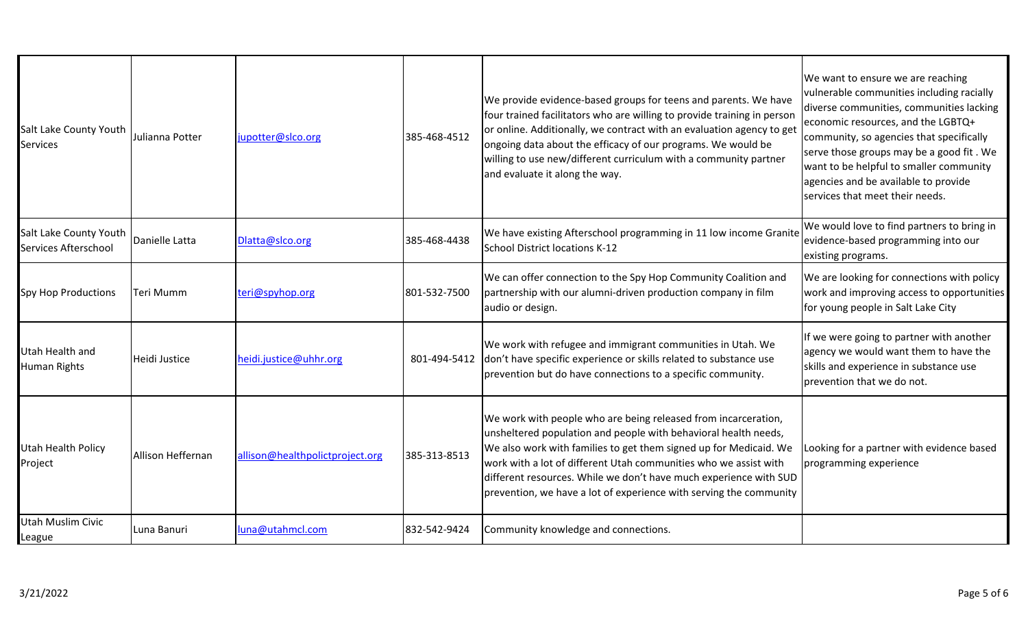| | | | | | |
|---|---|---|---|---|---|
| Salt Lake County Youth Services | Julianna Potter | jupotter@slco.org | 385-468-4512 | We provide evidence-based groups for teens and parents. We have four trained facilitators who are willing to provide training in person or online. Additionally, we contract with an evaluation agency to get ongoing data about the efficacy of our programs. We would be willing to use new/different curriculum with a community partner and evaluate it along the way. | We want to ensure we are reaching vulnerable communities including racially diverse communities, communities lacking economic resources, and the LGBTQ+ community, so agencies that specifically serve those groups may be a good fit . We want to be helpful to smaller community agencies and be available to provide services that meet their needs. |
| Salt Lake County Youth Services Afterschool | Danielle Latta | Dlatta@slco.org | 385-468-4438 | We have existing Afterschool programming in 11 low income Granite School District locations K-12 | We would love to find partners to bring in evidence-based programming into our existing programs. |
| Spy Hop Productions | Teri Mumm | teri@spyhop.org | 801-532-7500 | We can offer connection to the Spy Hop Community Coalition and partnership with our alumni-driven production company in film audio or design. | We are looking for connections with policy work and improving access to opportunities for young people in Salt Lake City |
| Utah Health and Human Rights | Heidi Justice | heidi.justice@uhhr.org | 801-494-5412 | We work with refugee and immigrant communities in Utah. We don't have specific experience or skills related to substance use prevention but do have connections to a specific community. | If we were going to partner with another agency we would want them to have the skills and experience in substance use prevention that we do not. |
| Utah Health Policy Project | Allison Heffernan | allison@healthpolictproject.org | 385-313-8513 | We work with people who are being released from incarceration, unsheltered population and people with behavioral health needs, We also work with families to get them signed up for Medicaid. We work with a lot of different Utah communities who we assist with different resources. While we don't have much experience with SUD prevention, we have a lot of experience with serving the community | Looking for a partner with evidence based programming experience |
| Utah Muslim Civic League | Luna Banuri | luna@utahmcl.com | 832-542-9424 | Community knowledge and connections. | |

3/21/2022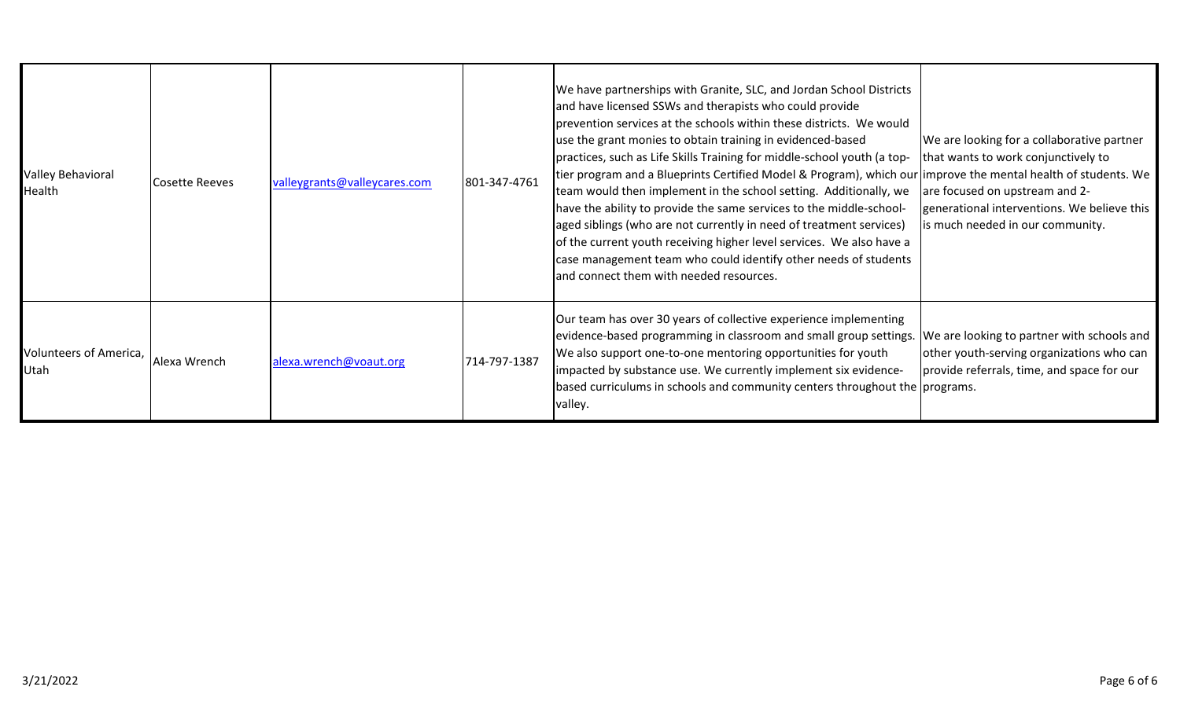| | | | | | |
|---|---|---|---|---|---|
| Valley Behavioral Health | Cosette Reeves | valleygrants@valleycares.com | 801-347-4761 | We have partnerships with Granite, SLC, and Jordan School Districts and have licensed SSWs and therapists who could provide prevention services at the schools within these districts. We would use the grant monies to obtain training in evidenced-based practices, such as Life Skills Training for middle-school youth (a top-tier program and a Blueprints Certified Model & Program), which our team would then implement in the school setting. Additionally, we have the ability to provide the same services to the middle-school-aged siblings (who are not currently in need of treatment services) of the current youth receiving higher level services. We also have a case management team who could identify other needs of students and connect them with needed resources. | We are looking for a collaborative partner that wants to work conjunctively to improve the mental health of students. We are focused on upstream and 2-generational interventions. We believe this is much needed in our community. |
| Volunteers of America, Utah | Alexa Wrench | alexa.wrench@voaut.org | 714-797-1387 | Our team has over 30 years of collective experience implementing evidence-based programming in classroom and small group settings. We also support one-to-one mentoring opportunities for youth impacted by substance use. We currently implement six evidence-based curriculums in schools and community centers throughout the valley. | We are looking to partner with schools and other youth-serving organizations who can provide referrals, time, and space for our programs. |